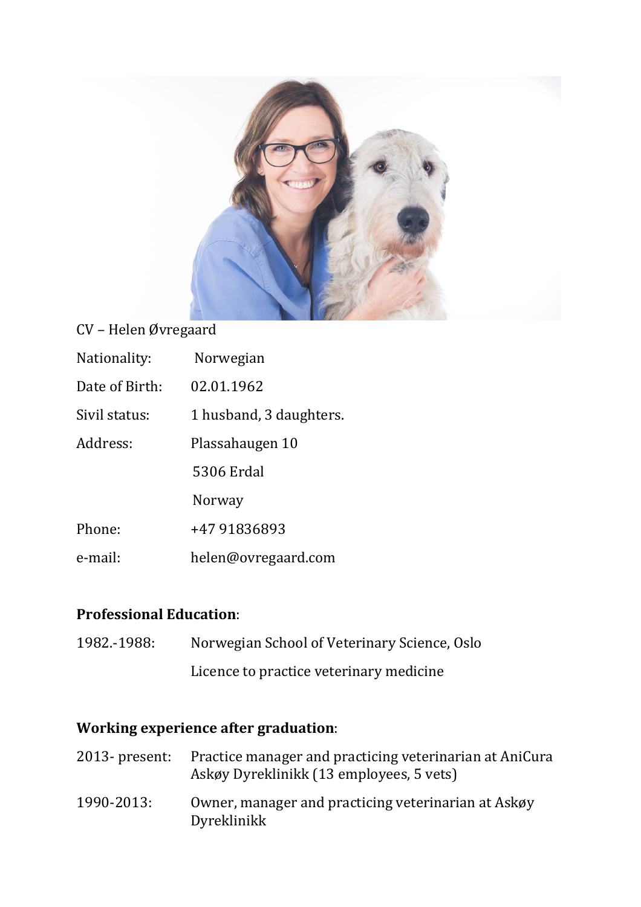CV – Helen Øvregaard

| | |
|---|---|
| Nationality: | Norwegian |
| Date of Birth: | 02.01.1962 |
| Sivil status: | 1 husband, 3 daughters. |
| Address: | Plassahaugen 10 |
| | 5306 Erdal |
| | Norway |
| Phone: | +47 91836893 |
| e-mail: | helen@ovregaard.com |

**Professional Education**:

| | |
|---|---|
| 1982.-1988: | Norwegian School of Veterinary Science, Oslo |
| | Licence to practice veterinary medicine |

**Working experience after graduation**:

| | |
|---|---|
| 2013- present: | Practice manager and practicing veterinarian at AniCura Askøy Dyreklinikk (13 employees, 5 vets) |
| 1990-2013: | Owner, manager and practicing veterinarian at Askøy Dyreklinikk |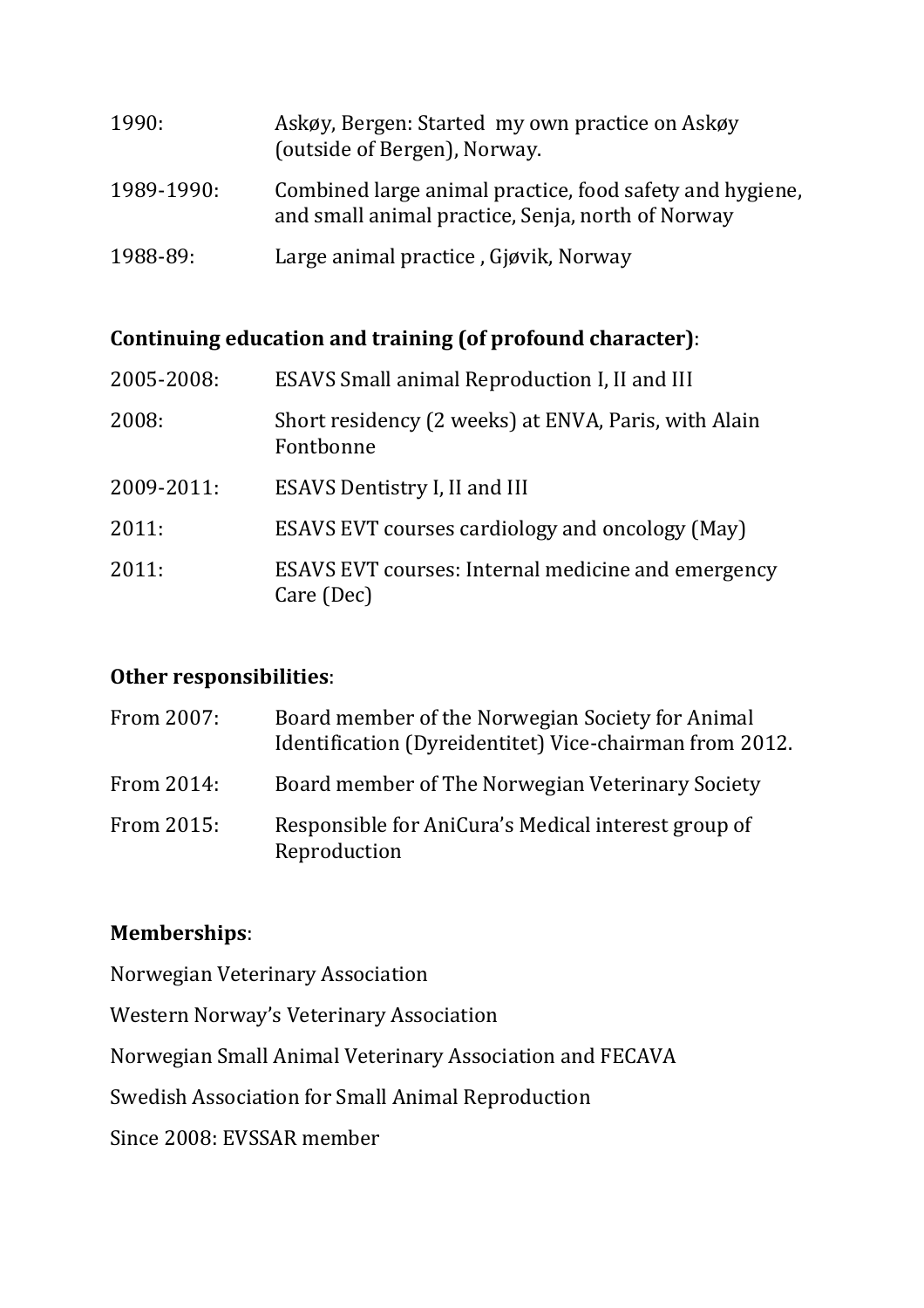| | |
|---|---|
| 1990: | Askøy, Bergen: Started my own practice on Askøy (outside of Bergen), Norway. |
| 1989-1990: | Combined large animal practice, food safety and hygiene, and small animal practice, Senja, north of Norway |
| 1988-89: | Large animal practice , Gjøvik, Norway |

**Continuing education and training (of profound character)**:

| | |
|---|---|
| 2005-2008: | ESAVS Small animal Reproduction I, II and III |
| 2008: | Short residency (2 weeks) at ENVA, Paris, with Alain Fontbonne |
| 2009-2011: | ESAVS Dentistry I, II and III |
| 2011: | ESAVS EVT courses cardiology and oncology (May) |
| 2011: | ESAVS EVT courses: Internal medicine and emergency Care (Dec) |

**Other responsibilities**:

| | |
|---|---|
| From 2007: | Board member of the Norwegian Society for Animal Identification (Dyreidentitet) Vice-chairman from 2012. |
| From 2014: | Board member of The Norwegian Veterinary Society |
| From 2015: | Responsible for AniCura's Medical interest group of Reproduction |

**Memberships**:

Norwegian Veterinary Association

Western Norway's Veterinary Association

Norwegian Small Animal Veterinary Association and FECAVA

Swedish Association for Small Animal Reproduction

Since 2008: EVSSAR member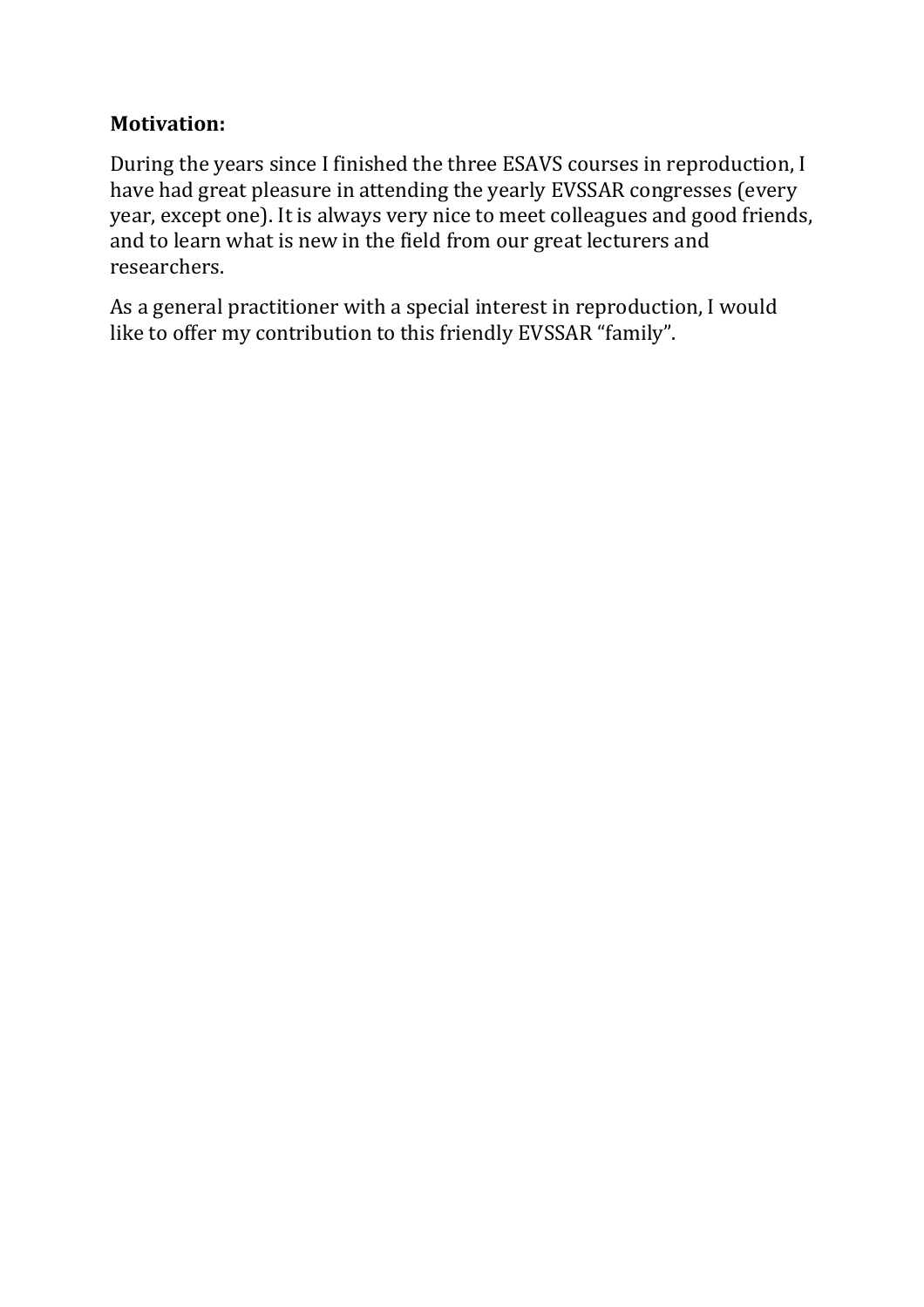**Motivation:**

During the years since I finished the three ESAVS courses in reproduction, I have had great pleasure in attending the yearly EVSSAR congresses (every year, except one). It is always very nice to meet colleagues and good friends, and to learn what is new in the field from our great lecturers and researchers.

As a general practitioner with a special interest in reproduction, I would like to offer my contribution to this friendly EVSSAR "family".